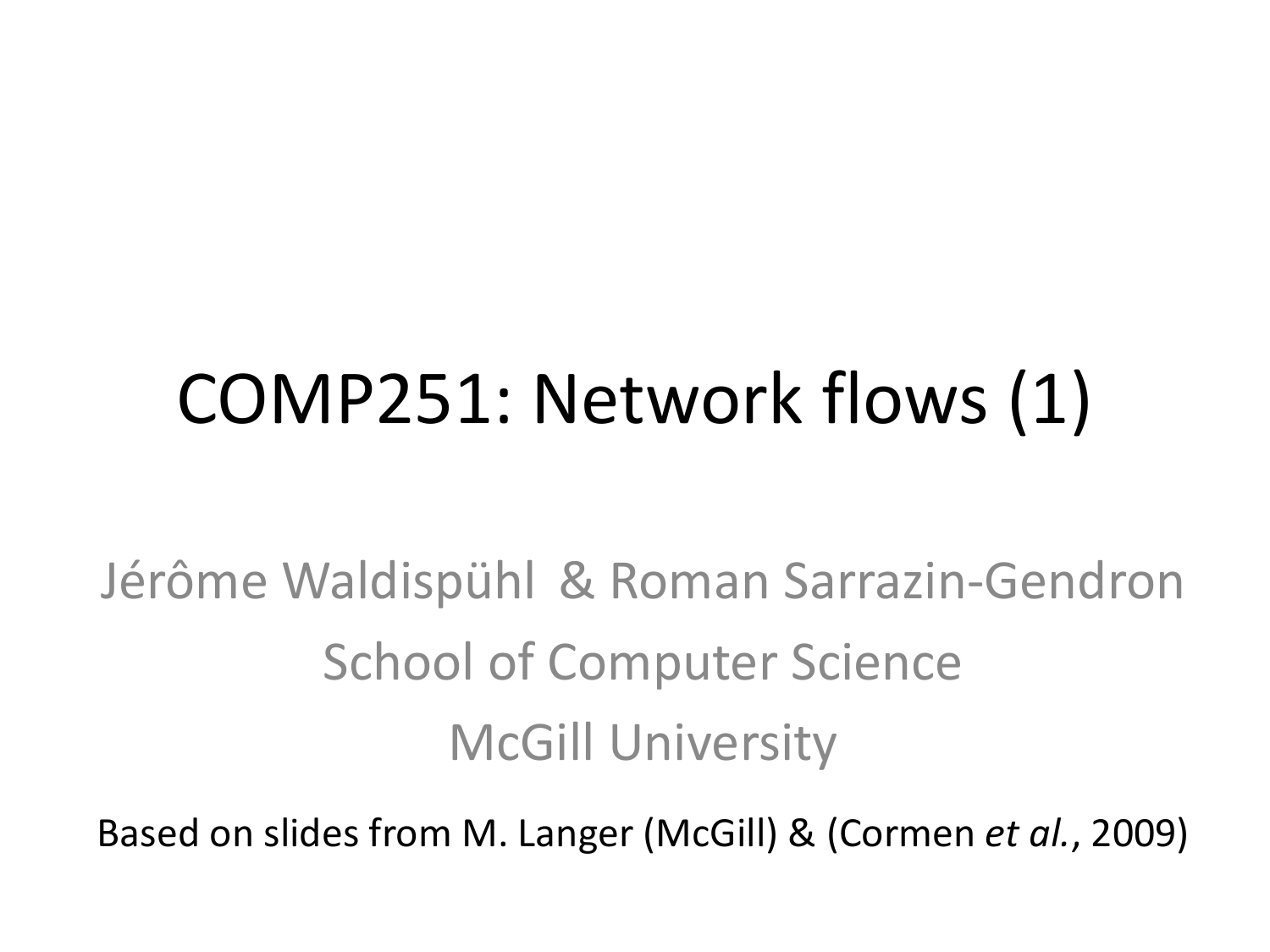# COMP251: Network flows (1)

Jérôme Waldispühl & Roman Sarrazin-Gendron

School of Computer Science

McGill University

Based on slides from M. Langer (McGill) & (Cormen *et al.*, 2009)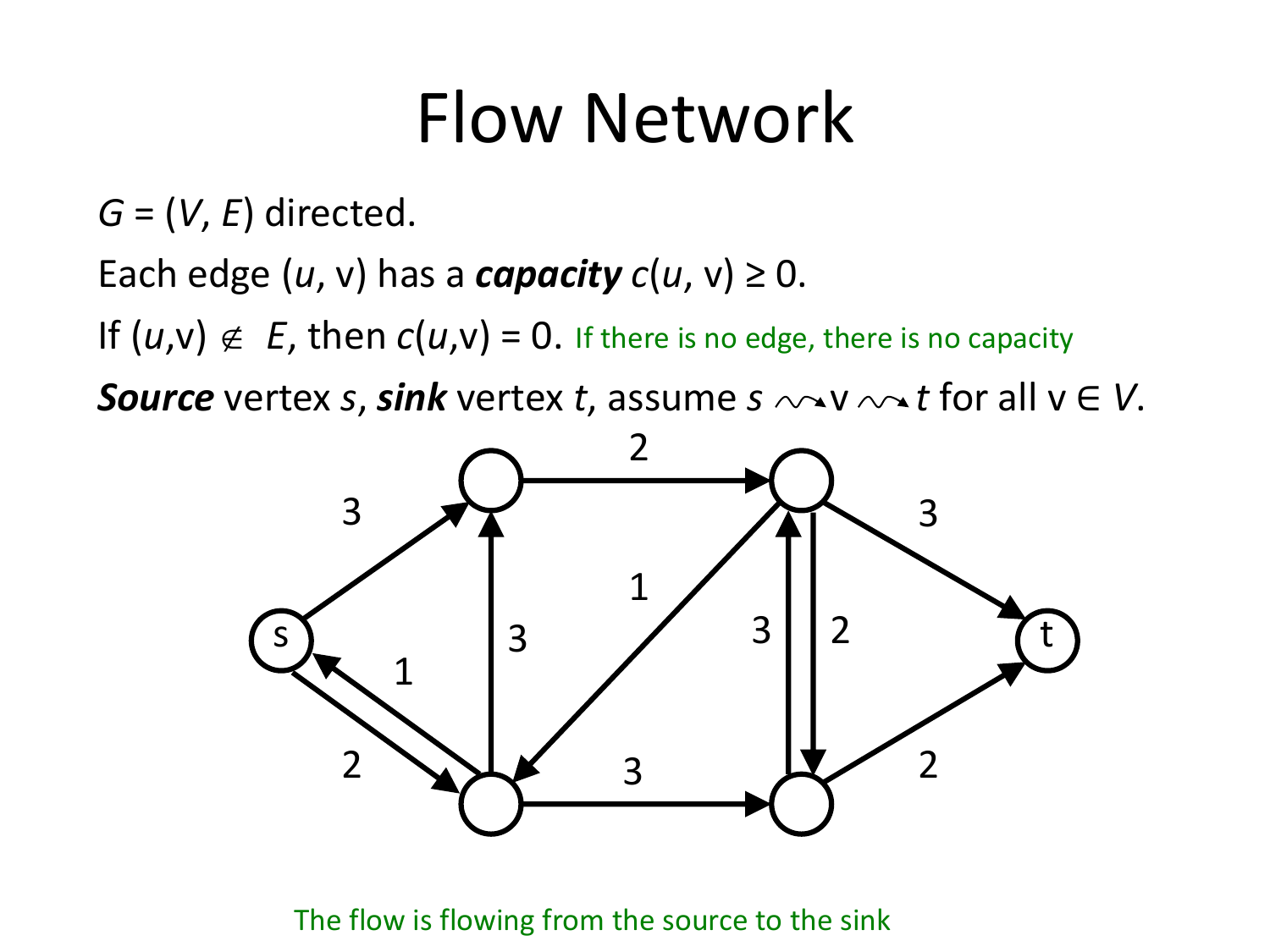# Flow Network

$G = (V, E)$ directed.

Each edge $(u, v)$ has a ***capacity*** $c(u, v) \geq 0$.

If $(u,v) \notin E$, then $c(u,v) = 0$. If there is no edge, there is no capacity

***Source*** vertex $s$, ***sink*** vertex $t$, assume $s \rightsquigarrow v \rightsquigarrow t$ for all $v \in V$.

The flow is flowing from the source to the sink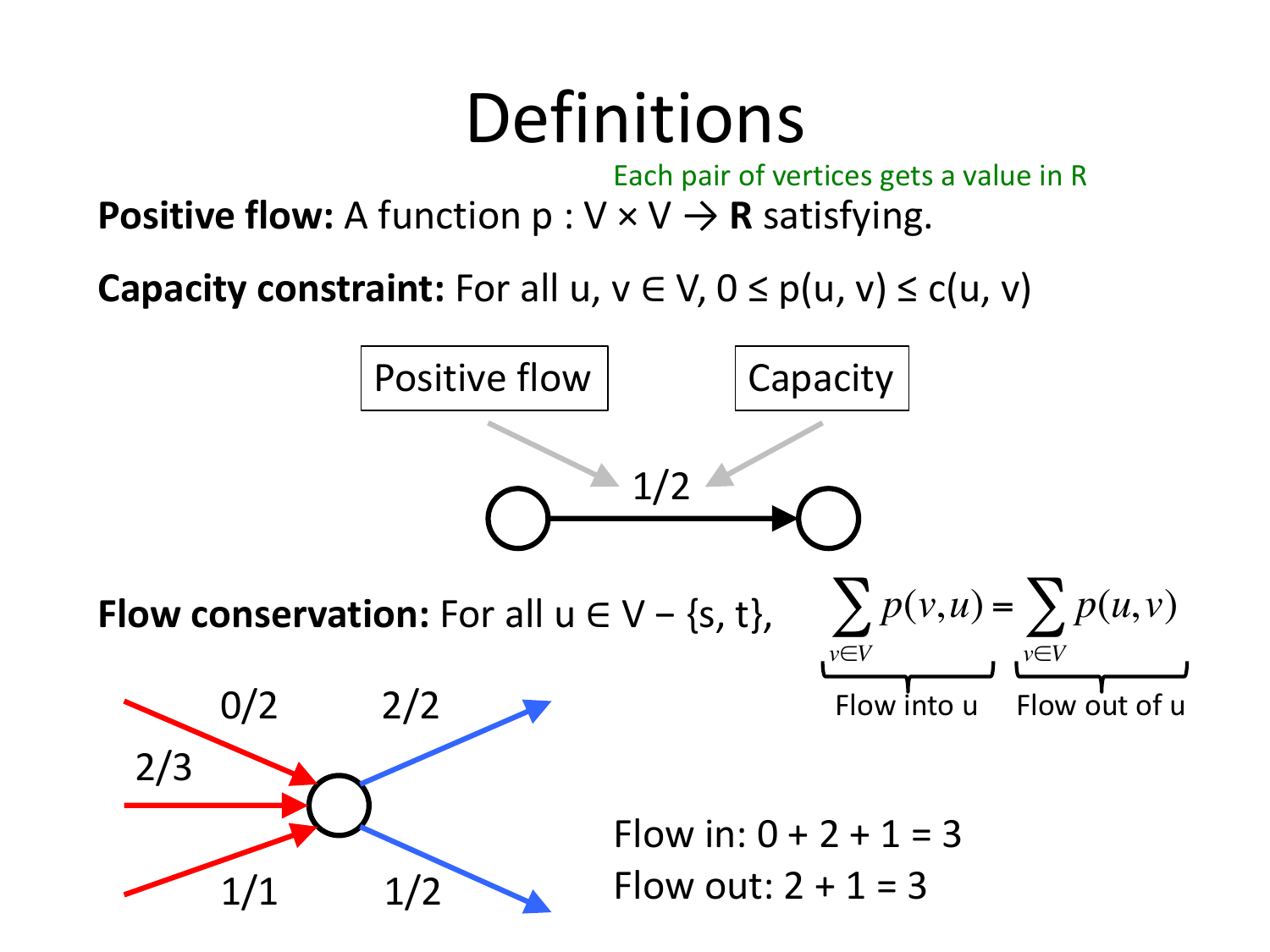# Definitions

Each pair of vertices gets a value in R

**Positive flow:** A function $p : V \times V \rightarrow \mathbf{R}$ satisfying.

**Capacity constraint:** For all $u, v \in V$, $0 \leq p(u, v) \leq c(u, v)$

Positive flow

Capacity

1/2

**Flow conservation:** For all $u \in V - \{s, t\}$,

$$\underbrace{\sum_{v \in V} p(v,u)}_{\text{Flow into u}} = \underbrace{\sum_{v \in V} p(u,v)}_{\text{Flow out of u}}$$

0/2 2/2

2/3

1/1 1/2

Flow in: 0 + 2 + 1 = 3

Flow out: 2 + 1 = 3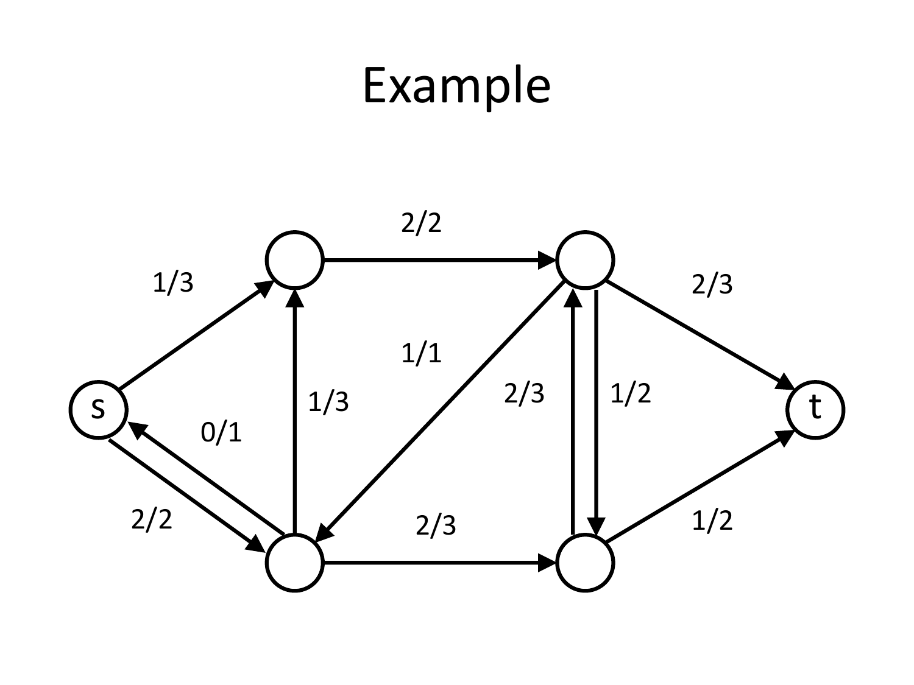# Example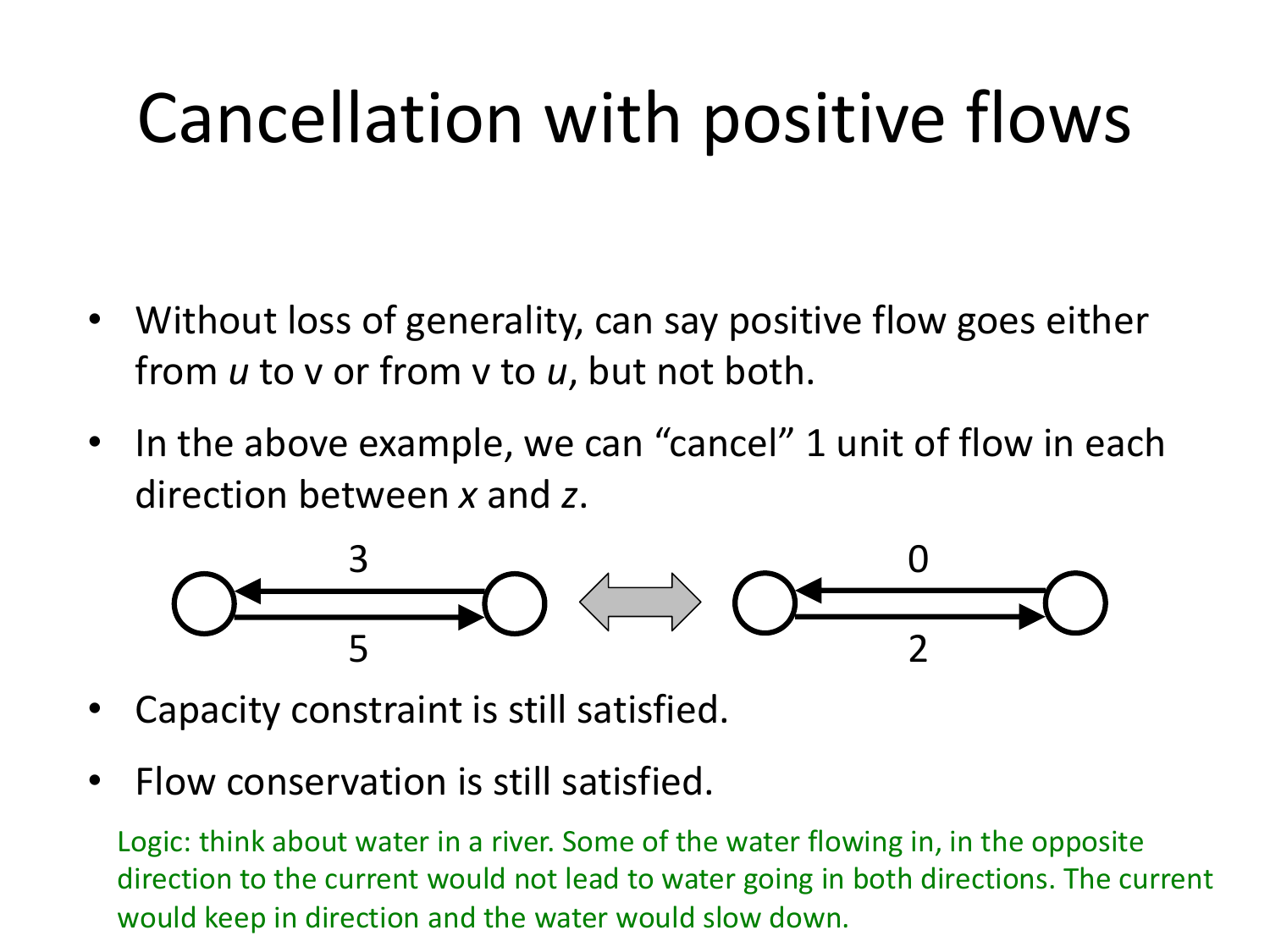# Cancellation with positive flows

- Without loss of generality, can say positive flow goes either from *u* to v or from v to *u*, but not both.
- In the above example, we can "cancel" 1 unit of flow in each direction between *x* and *z*.

- Capacity constraint is still satisfied.
- Flow conservation is still satisfied.

Logic: think about water in a river. Some of the water flowing in, in the opposite direction to the current would not lead to water going in both directions. The current would keep in direction and the water would slow down.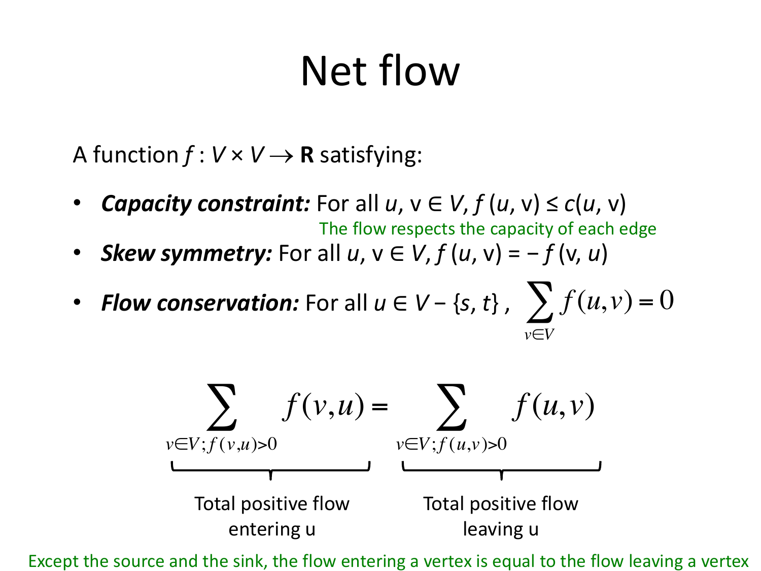# Net flow

A function $f : V \times V \rightarrow \mathbf{R}$ satisfying:

- ***Capacity constraint:*** For all $u, v \in V$, $f(u, v) \leq c(u, v)$
  The flow respects the capacity of each edge
- ***Skew symmetry:*** For all $u, v \in V$, $f(u, v) = -f(v, u)$
- ***Flow conservation:*** For all $u \in V - \{s, t\}$, $\sum_{v \in V} f(u,v) = 0$

$$\underbrace{\sum_{v \in V; f(v,u) > 0} f(v,u)}_{\text{Total positive flow entering u}} = \underbrace{\sum_{v \in V; f(u,v) > 0} f(u,v)}_{\text{Total positive flow leaving u}}$$

Except the source and the sink, the flow entering a vertex is equal to the flow leaving a vertex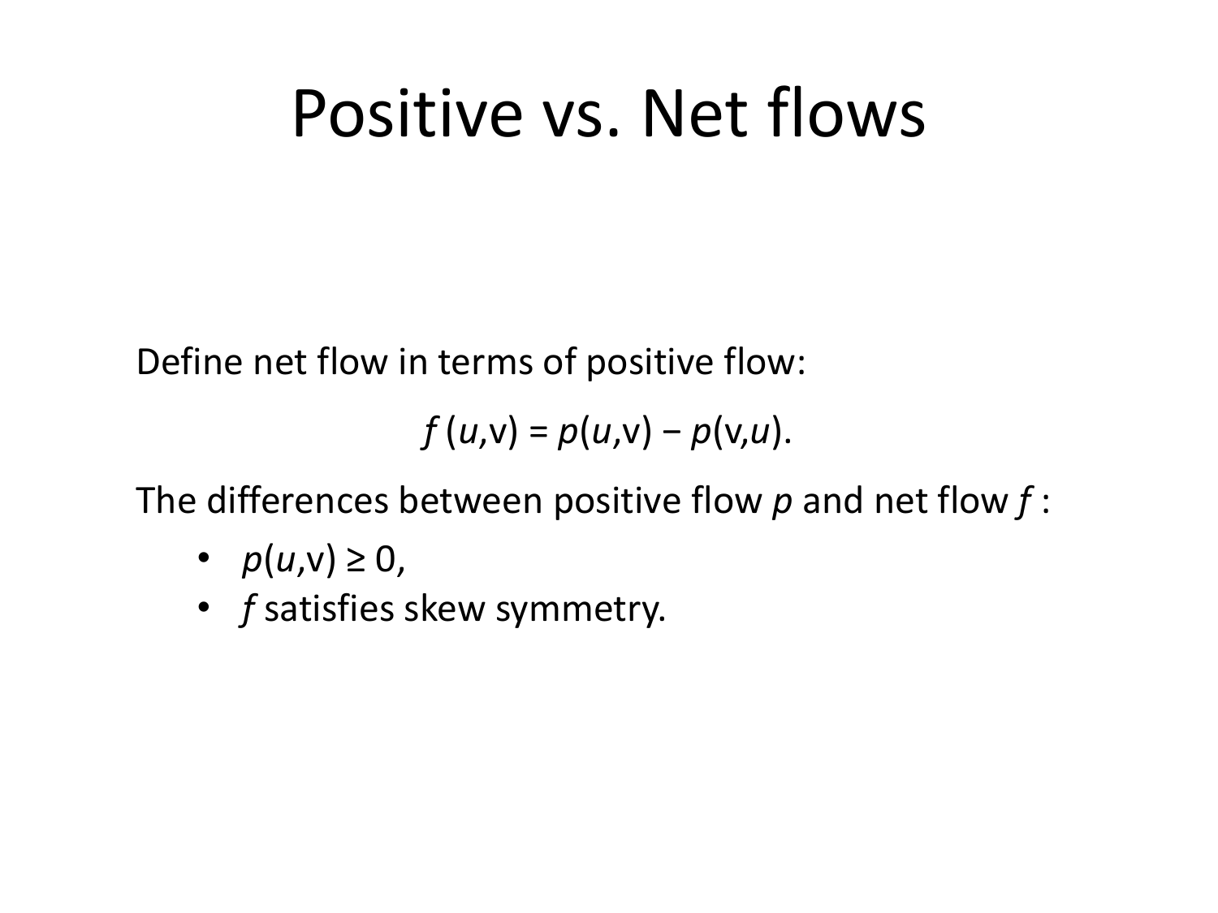# Positive vs. Net flows

Define net flow in terms of positive flow:

$$f(u,v) = p(u,v) - p(v,u).$$

The differences between positive flow $p$ and net flow $f$ :

- $p(u,v) \geq 0$,
- $f$ satisfies skew symmetry.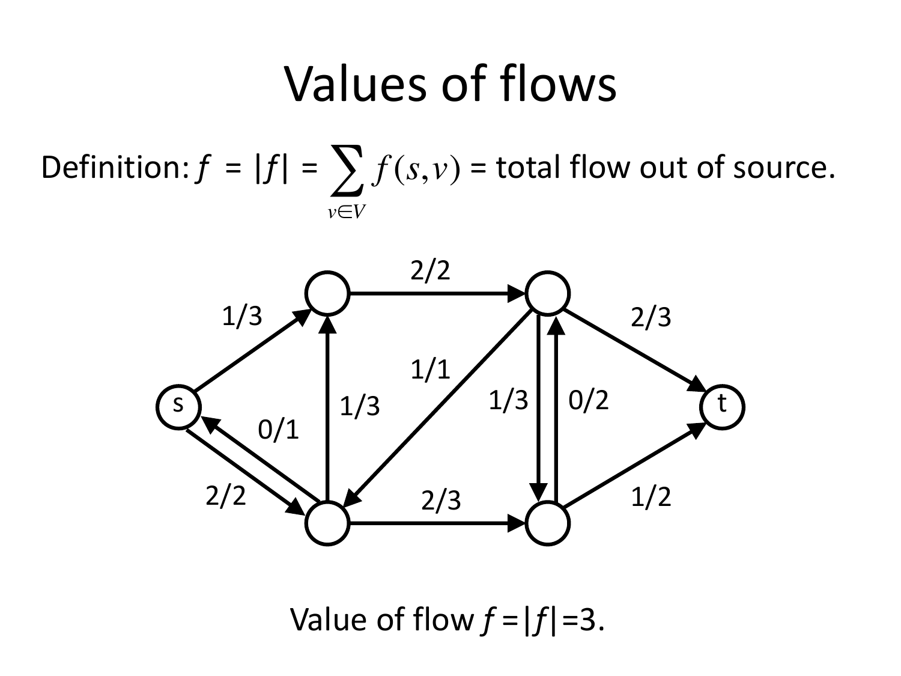# Values of flows

Definition: $f$ = $|f|$ = $\sum_{v \in V} f(s,v)$ = total flow out of source.

Value of flow $f = |f| = 3$.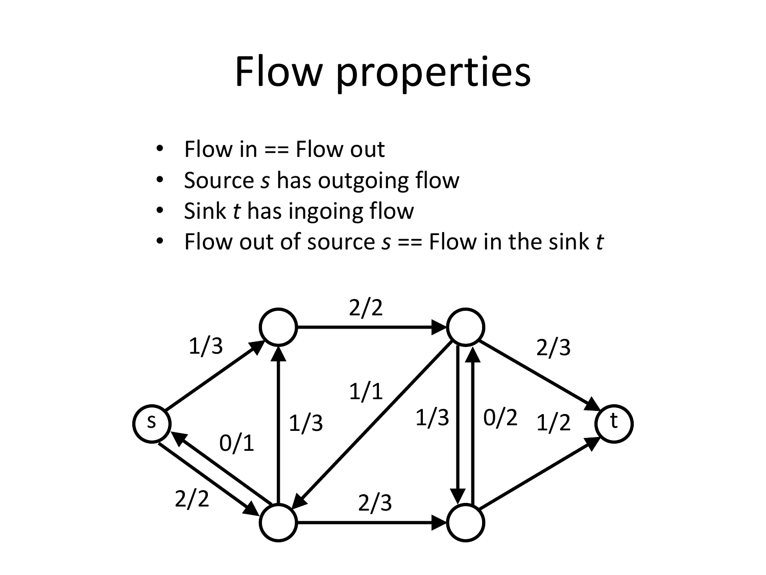# Flow properties

- Flow in == Flow out
- Source *s* has outgoing flow
- Sink *t* has ingoing flow
- Flow out of source *s* == Flow in the sink *t*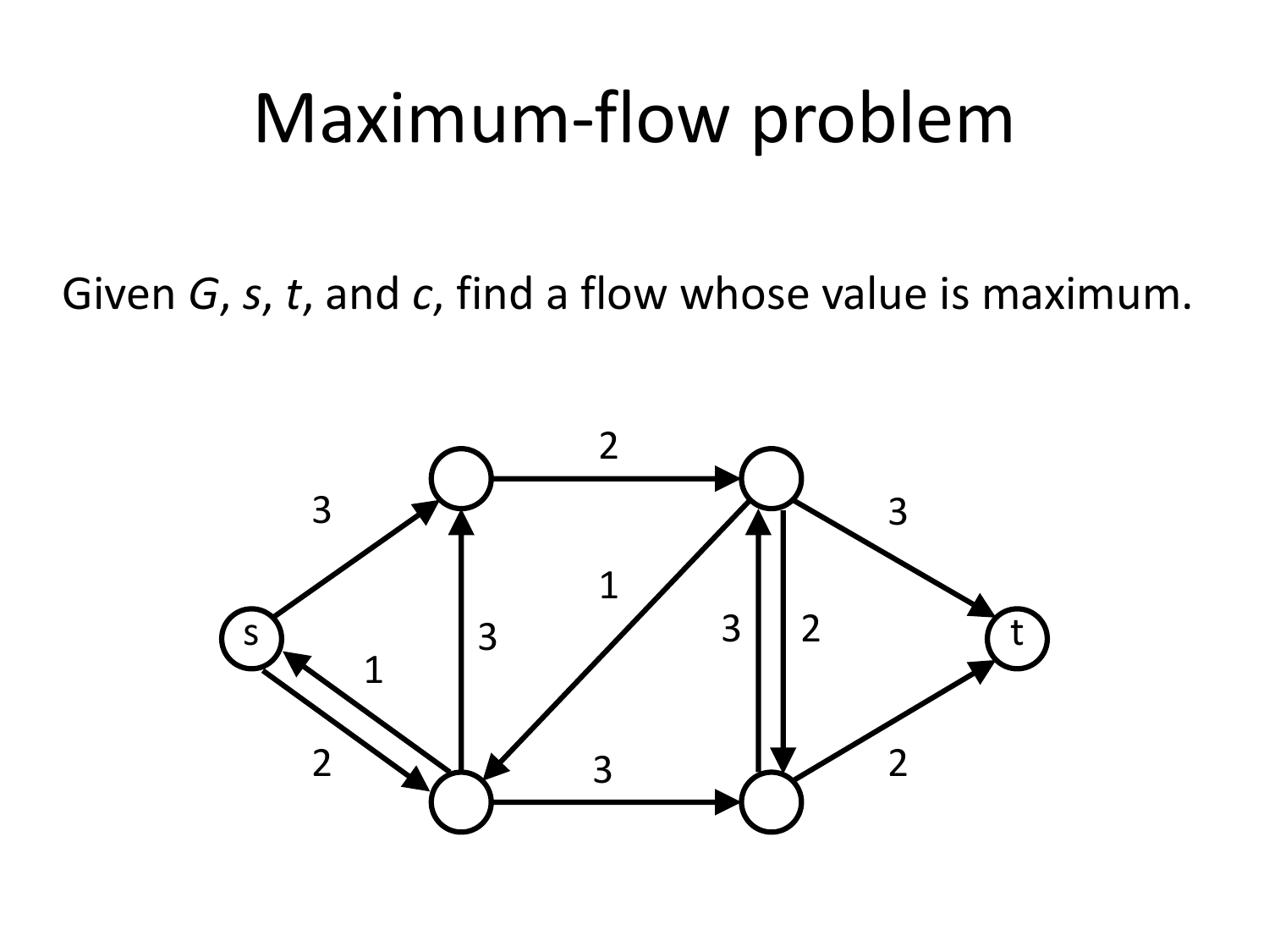# Maximum-flow problem

Given *G*, *s*, *t*, and *c*, find a flow whose value is maximum.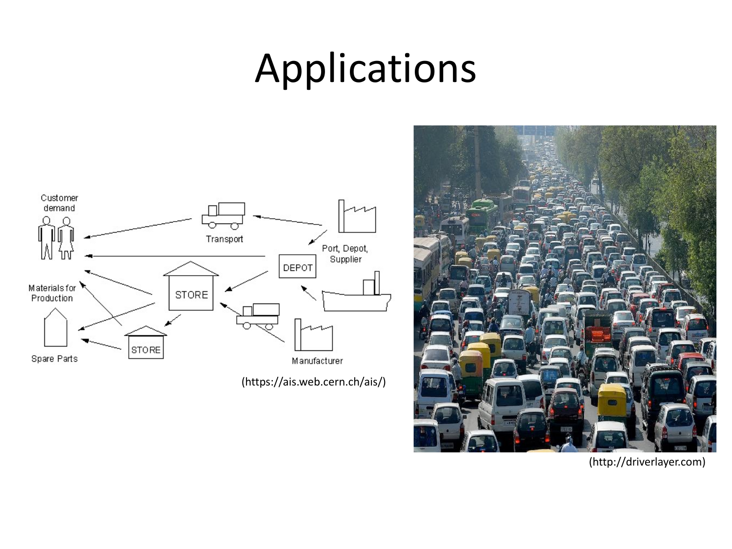# Applications

(https://ais.web.cern.ch/ais/)

(http://driverlayer.com)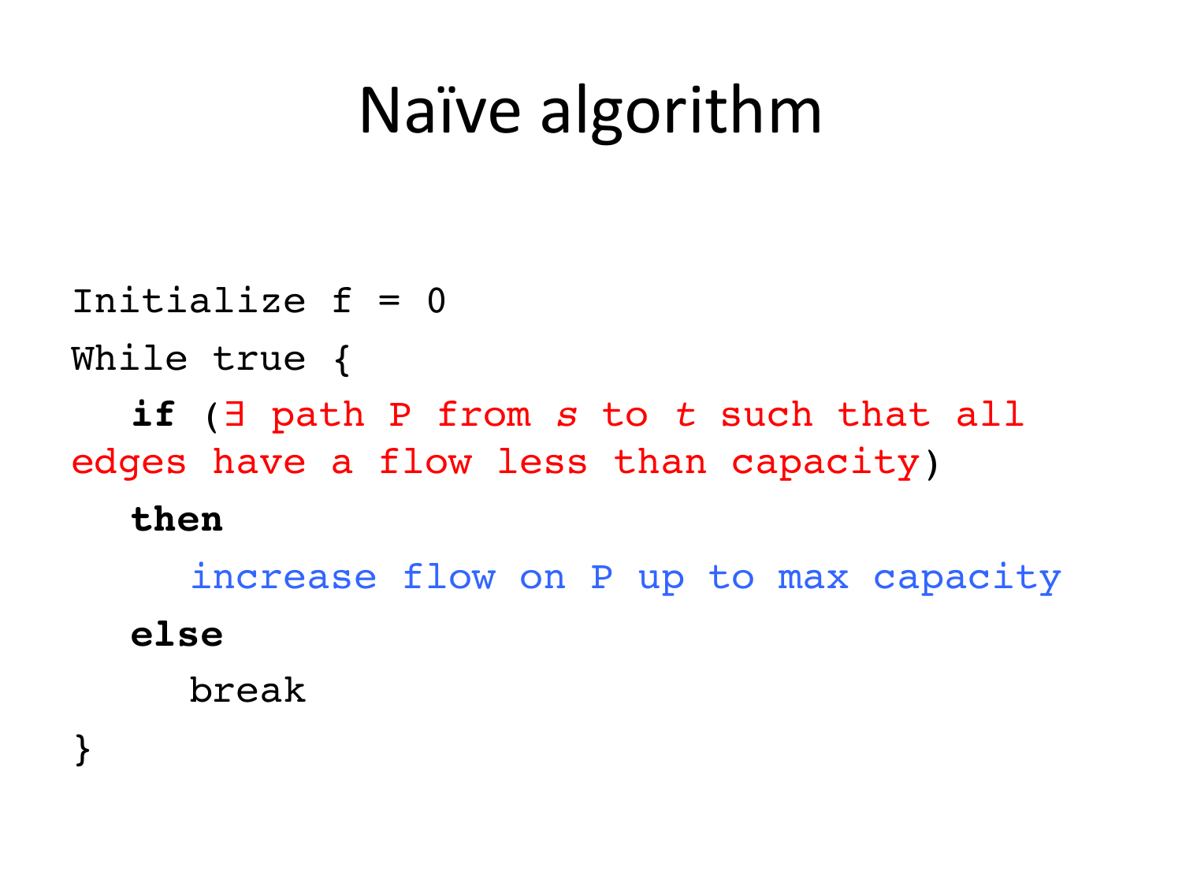# Naïve algorithm

```
Initialize f = 0
While true {
   if (∃ path P from s to t such that all
edges have a flow less than capacity)
   then
      increase flow on P up to max capacity
   else
      break
}
```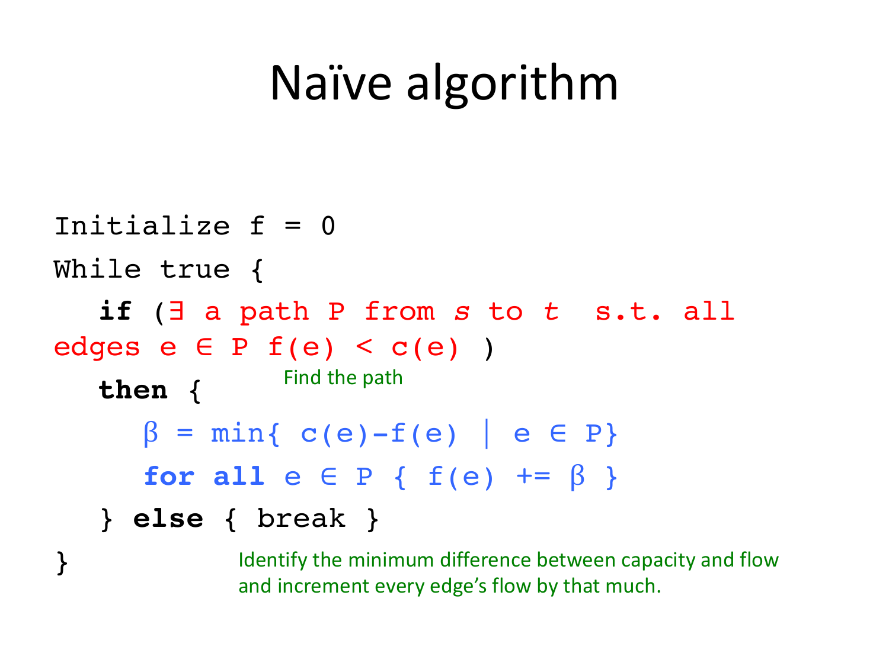# Naïve algorithm

```
Initialize f = 0
While true {
   if (∃ a path P from s to t  s.t. all
edges e ∈ P f(e) < c(e) )
   then {
      β = min{ c(e)-f(e) | e ∈ P}
      for all e ∈ P { f(e) += β }
   } else { break }
}
```

Find the path

Identify the minimum difference between capacity and flow and increment every edge's flow by that much.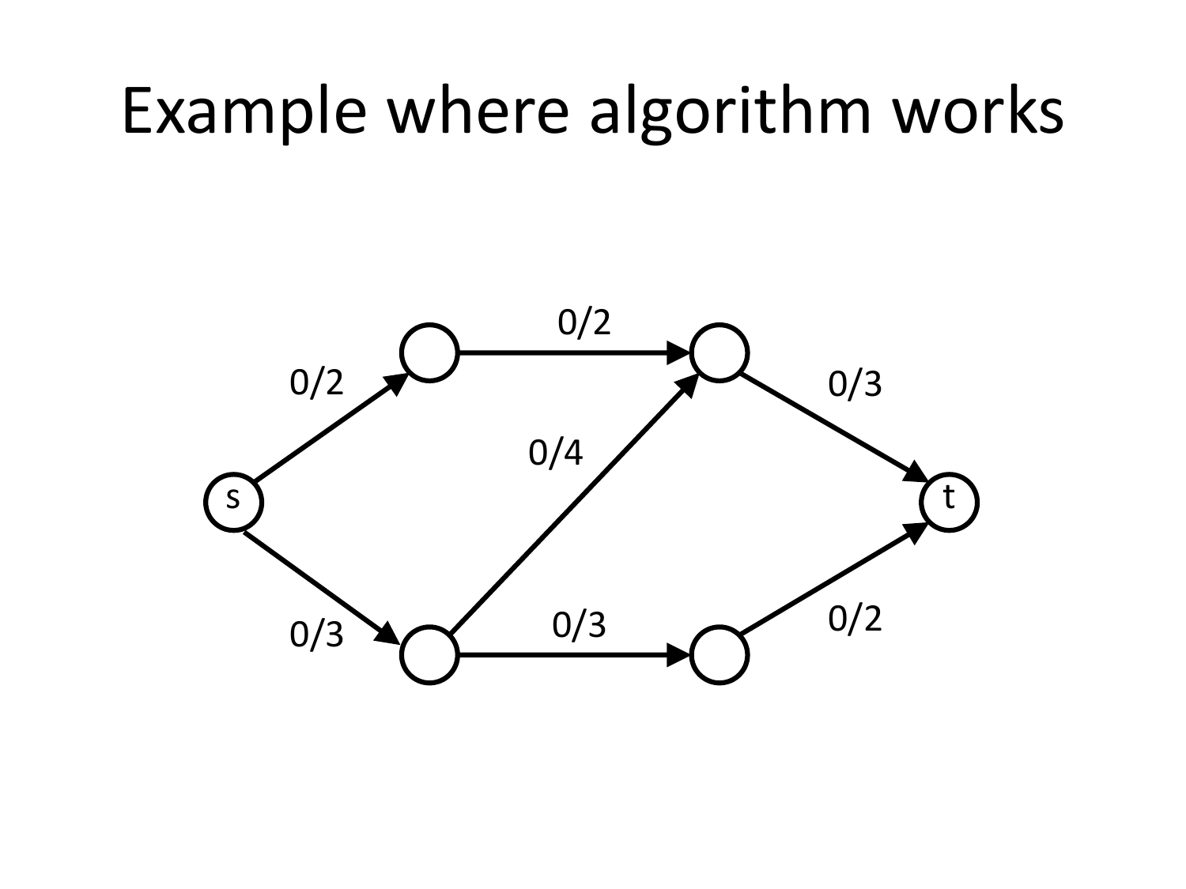# Example where algorithm works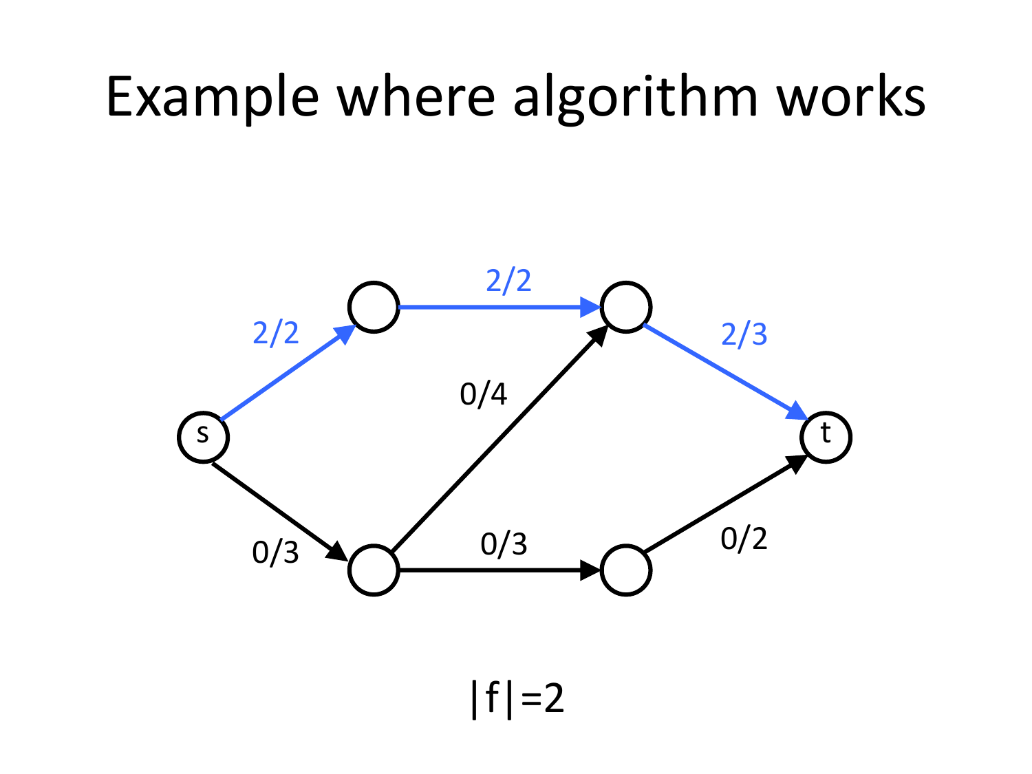# Example where algorithm works

2/2

2/2

2/3

0/4

s

t

0/3

0/3

0/2

$|f|=2$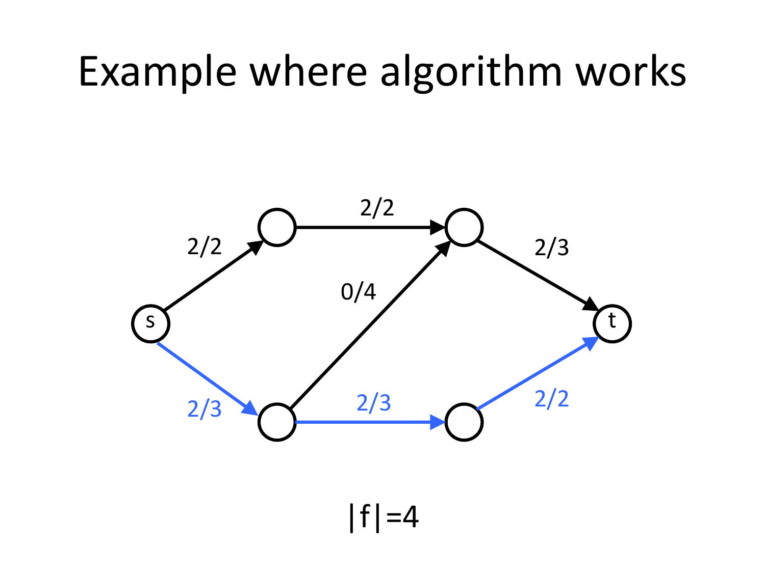# Example where algorithm works

s, t

2/2, 2/2, 2/3, 0/4, 2/3, 2/3, 2/2

|f|=4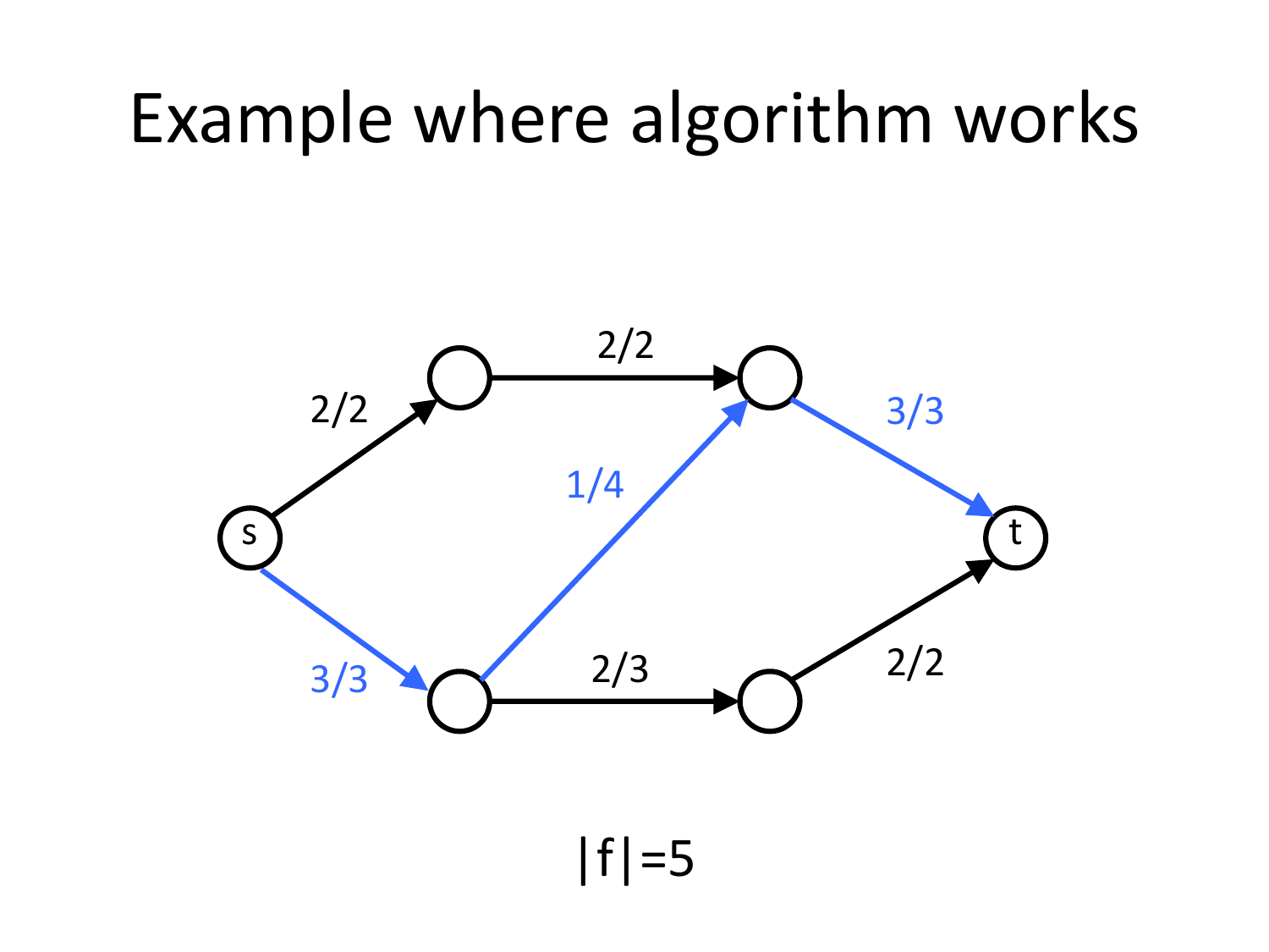# Example where algorithm works

2/2

2/2

3/3

1/4

3/3

2/3

2/2

s

t

$|f|=5$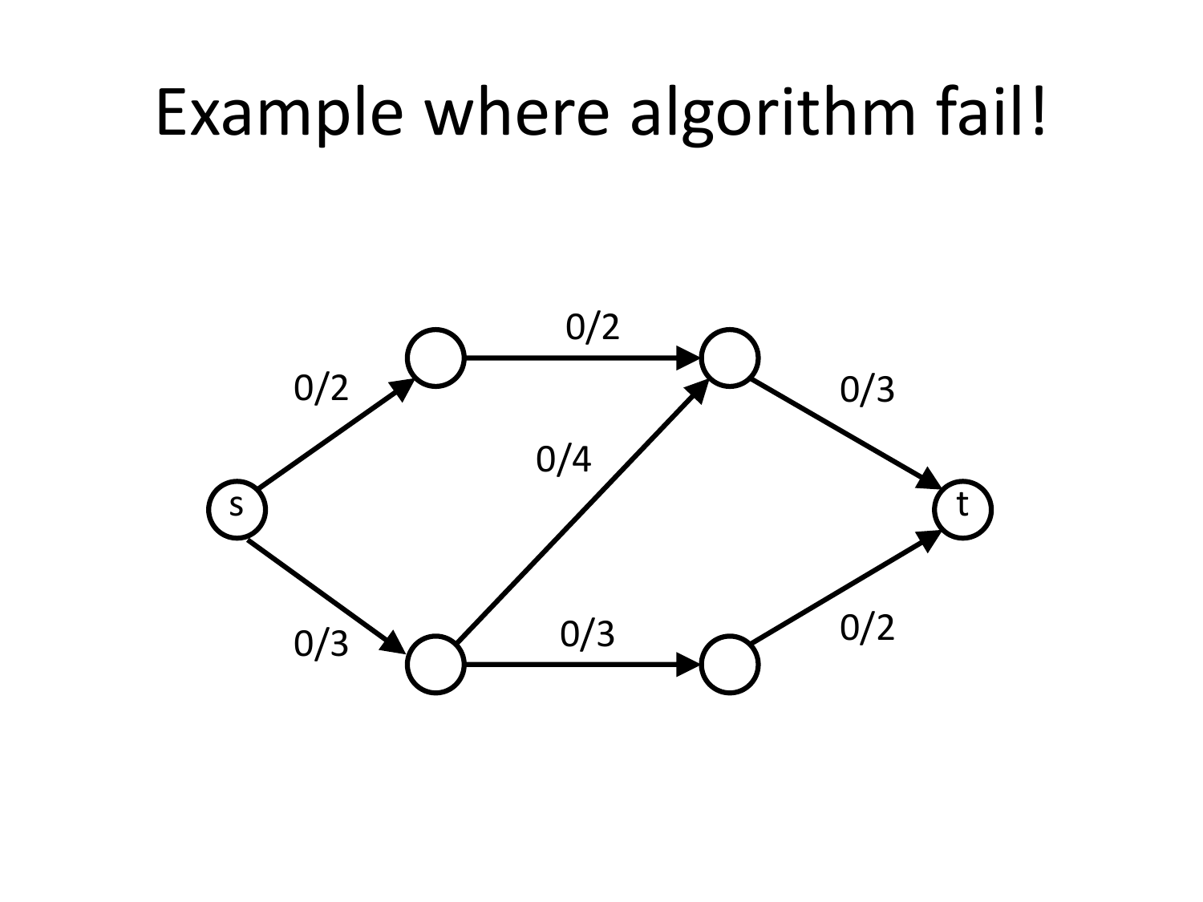# Example where algorithm fail!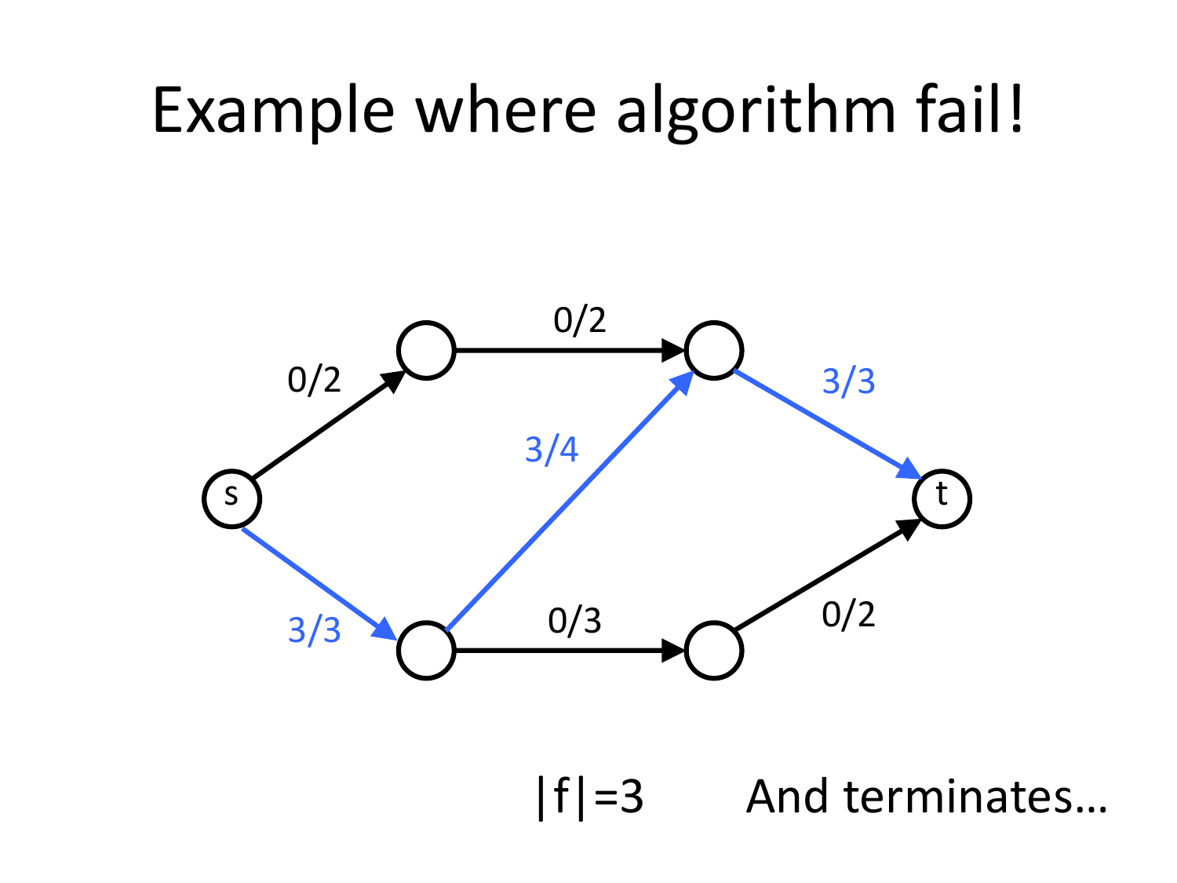# Example where algorithm fail!

0/2

0/2

3/3

3/4

3/3

0/3

0/2

s

t

|f|=3 And terminates…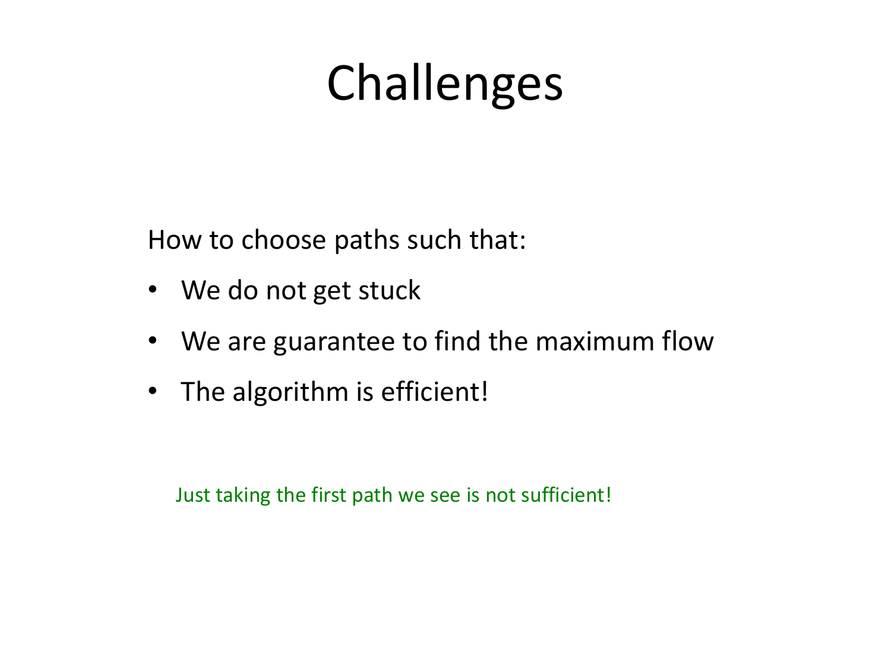# Challenges

How to choose paths such that:

- We do not get stuck
- We are guarantee to find the maximum flow
- The algorithm is efficient!

Just taking the first path we see is not sufficient!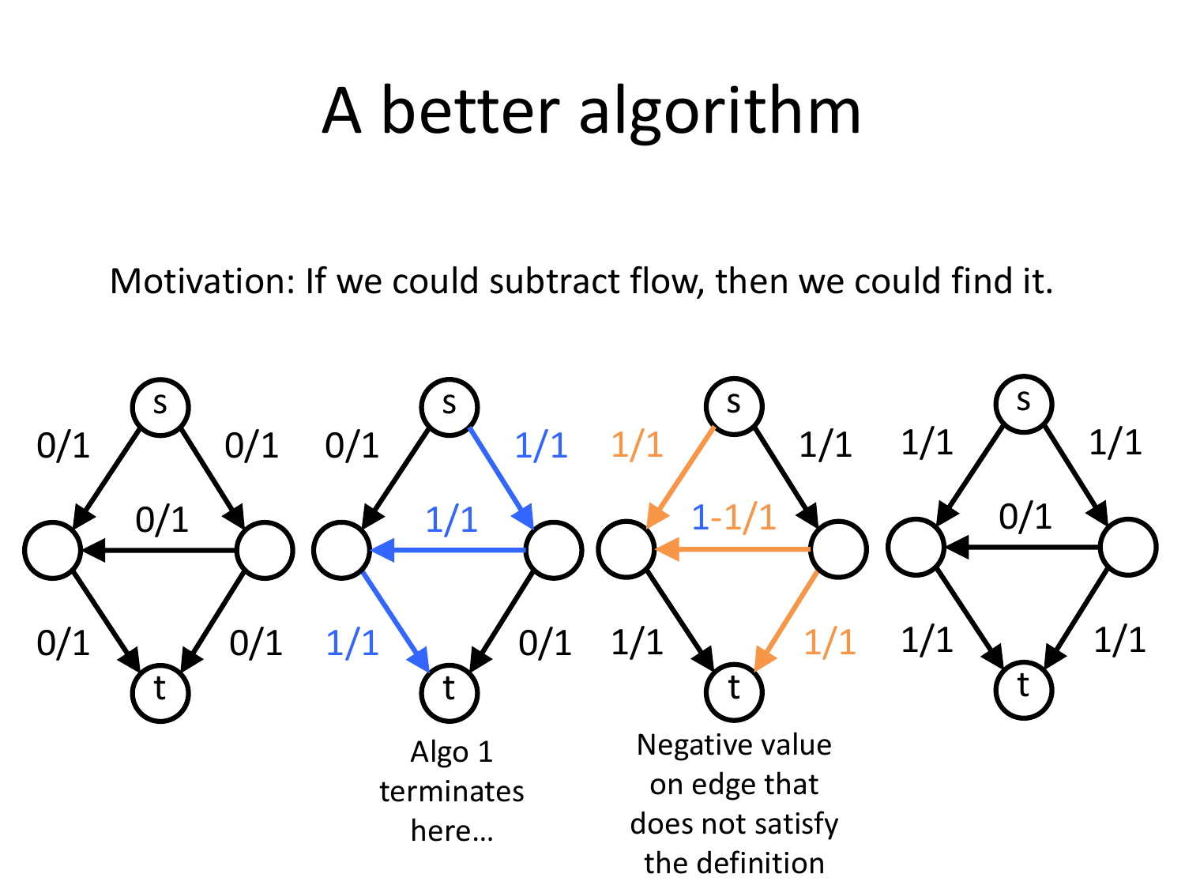# A better algorithm

Motivation: If we could subtract flow, then we could find it.

Algo 1 terminates here…

Negative value on edge that does not satisfy the definition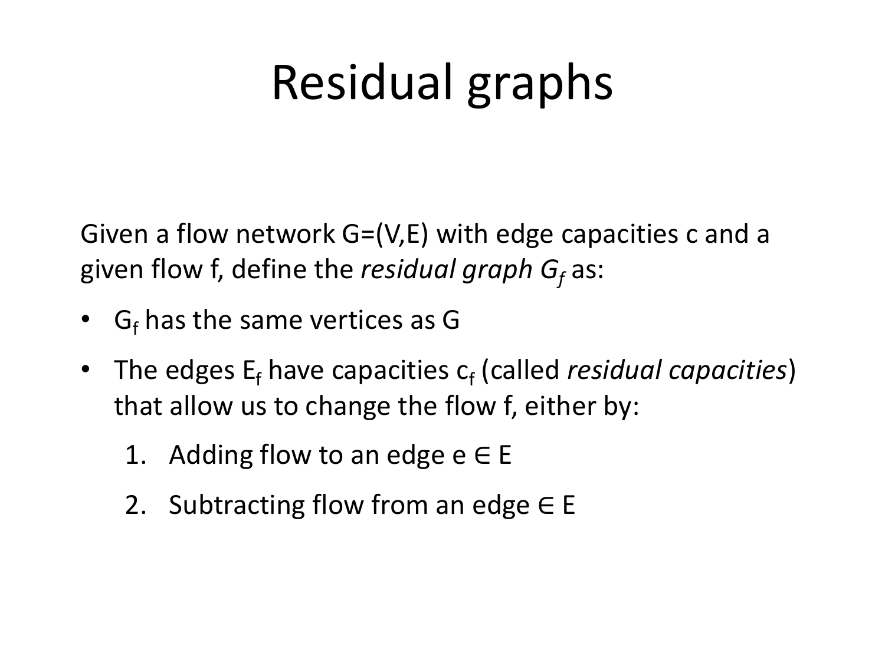# Residual graphs

Given a flow network $G=(V,E)$ with edge capacities $c$ and a given flow $f$, define the *residual graph $G_f$* as:

- $G_f$ has the same vertices as $G$
- The edges $E_f$ have capacities $c_f$ (called *residual capacities*) that allow us to change the flow $f$, either by:
  1. Adding flow to an edge $e \in E$
  2. Subtracting flow from an edge $\in E$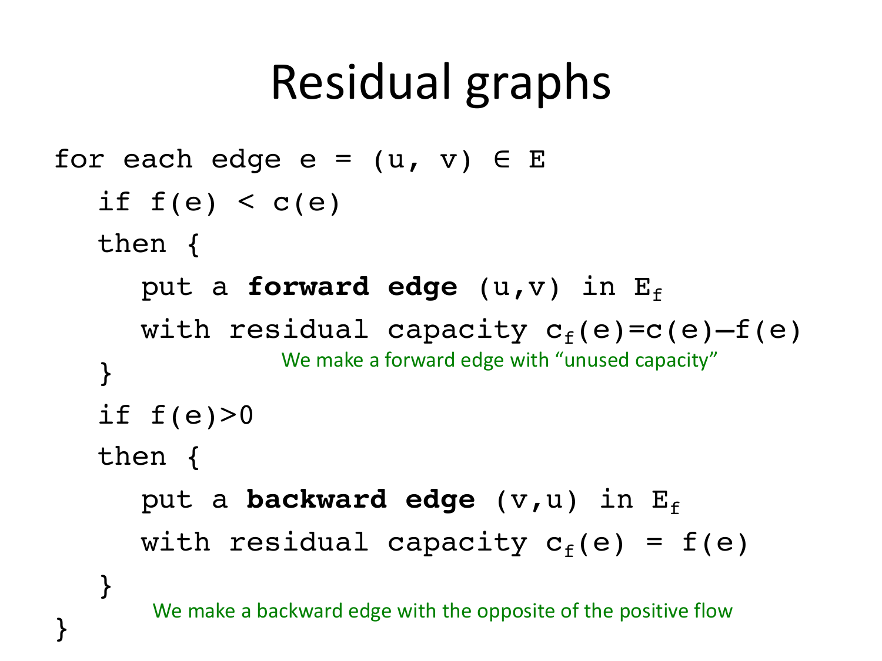# Residual graphs

```
for each edge e = (u, v) ∈ E
   if f(e) < c(e)
   then {
      put a forward edge (u,v) in E_f
      with residual capacity c_f(e)=c(e)−f(e)
   }
   if f(e)>0
   then {
      put a backward edge (v,u) in E_f
      with residual capacity c_f(e) = f(e)
   }
}
```

We make a forward edge with "unused capacity"

We make a backward edge with the opposite of the positive flow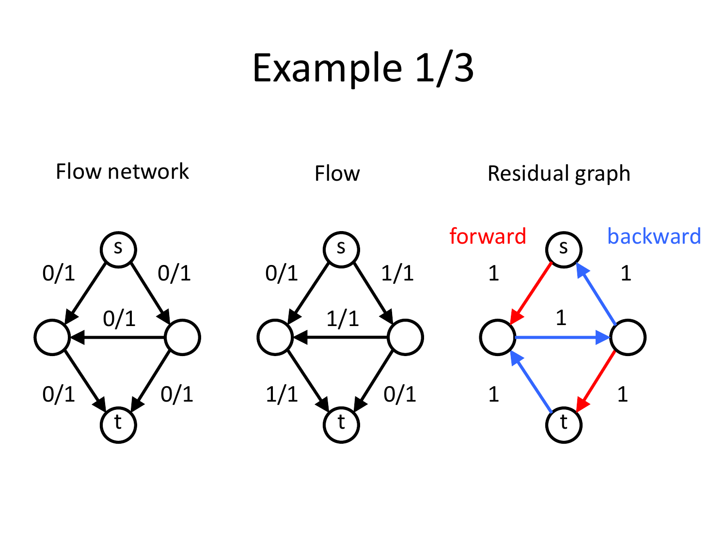# Example 1/3

Flow network

Flow

Residual graph

forward

backward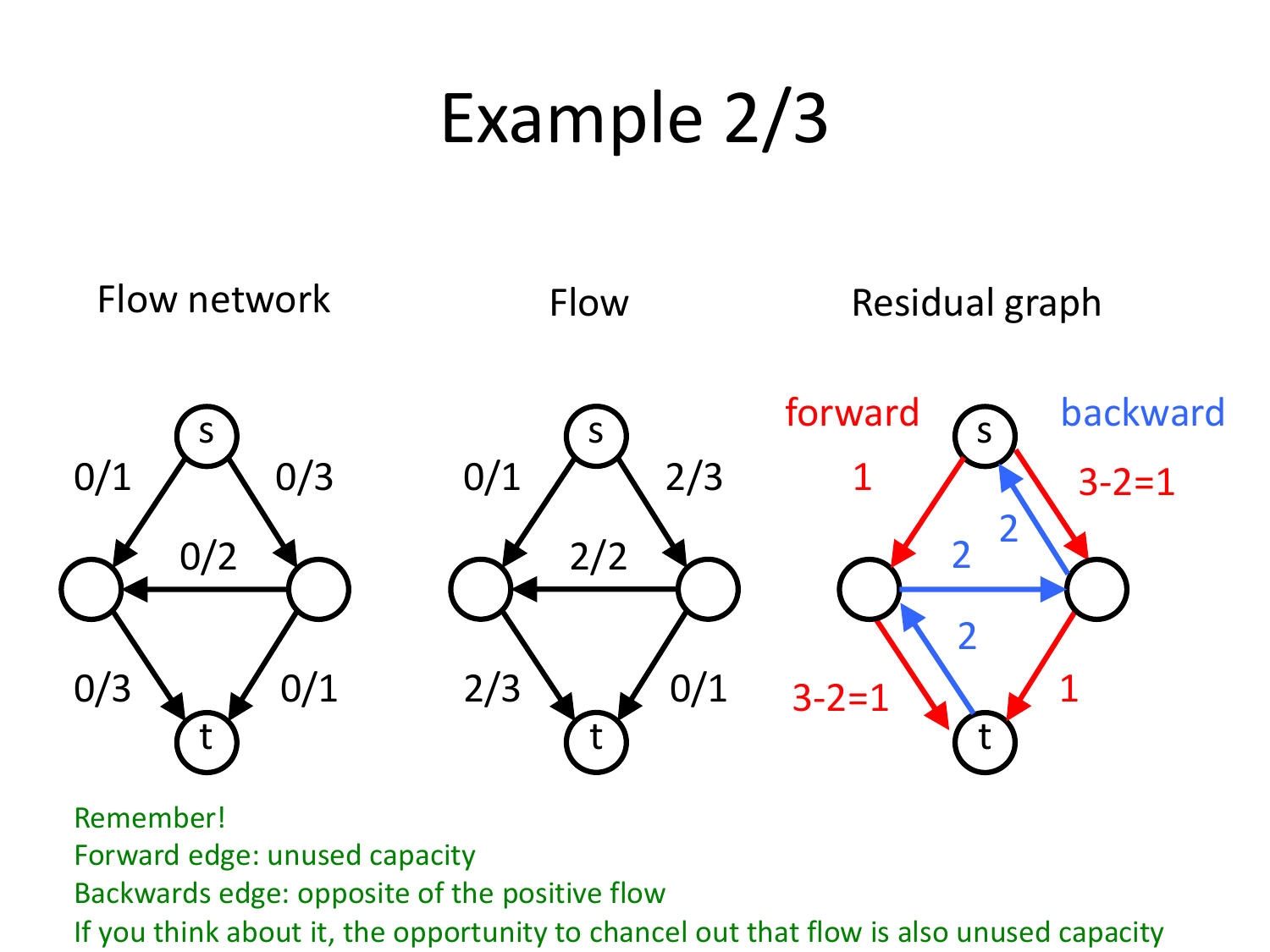# Example 2/3

Flow network

Flow

Residual graph

forward

backward

Remember!

Forward edge: unused capacity

Backwards edge: opposite of the positive flow

If you think about it, the opportunity to chancel out that flow is also unused capacity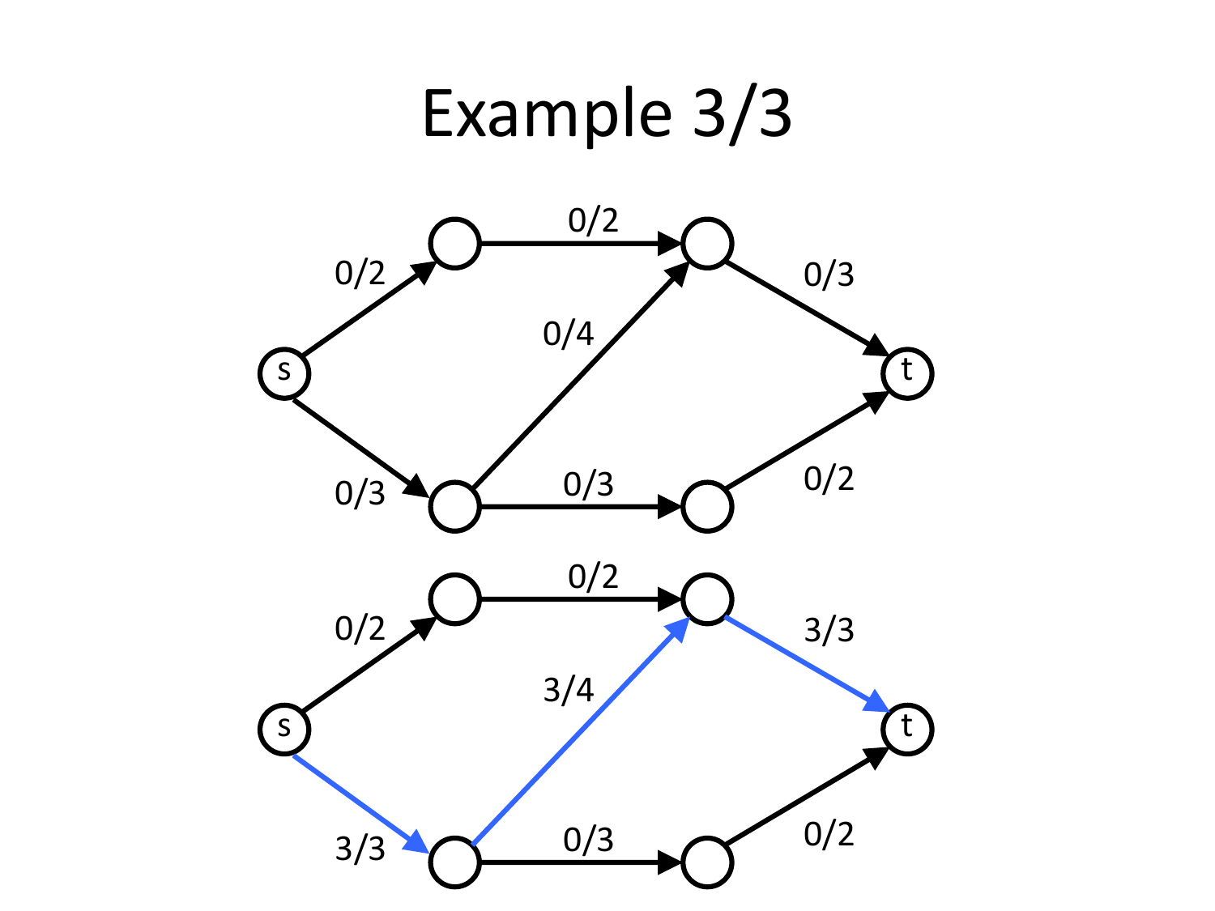# Example 3/3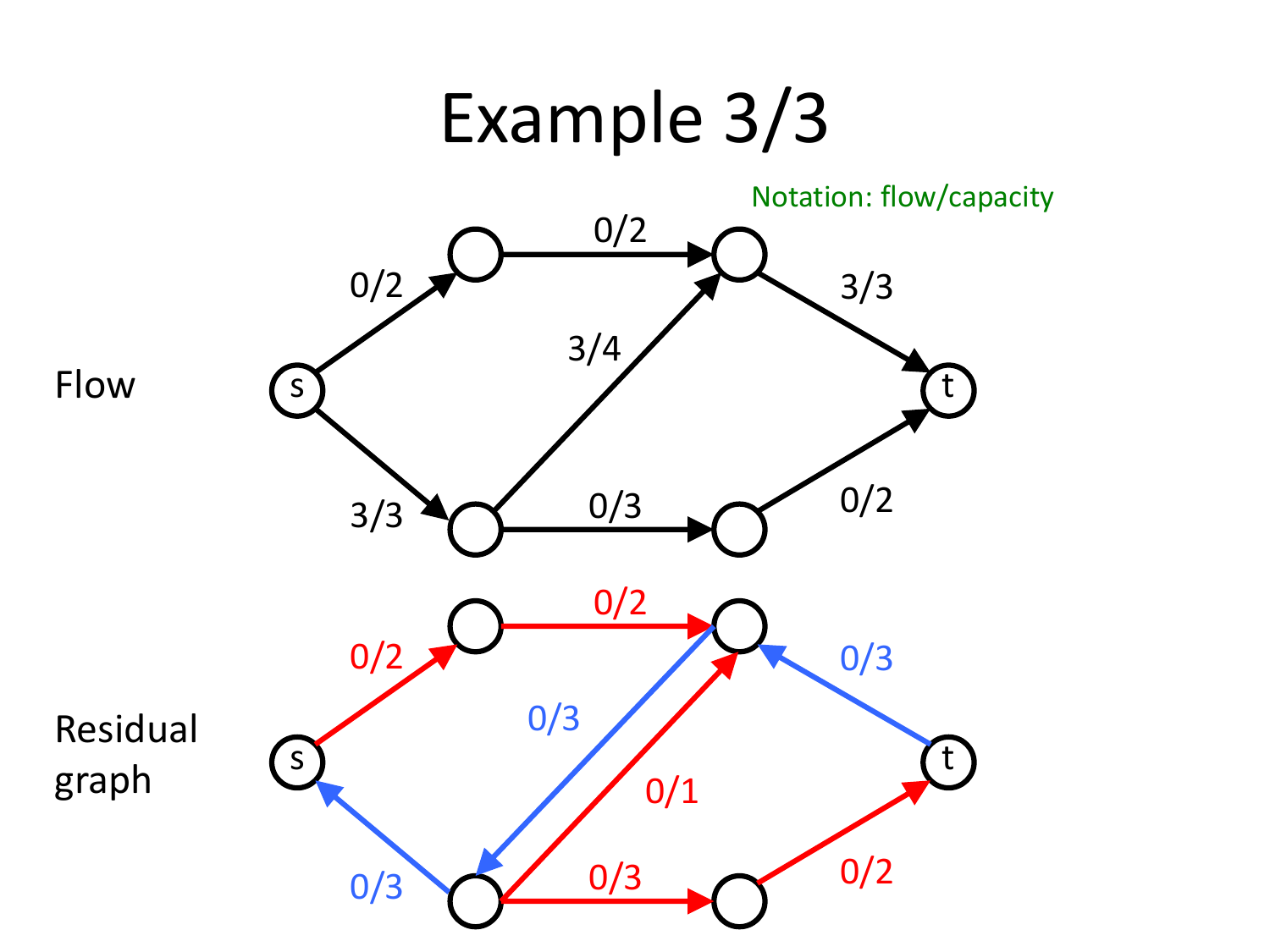# Example 3/3

Notation: flow/capacity

Flow

Residual graph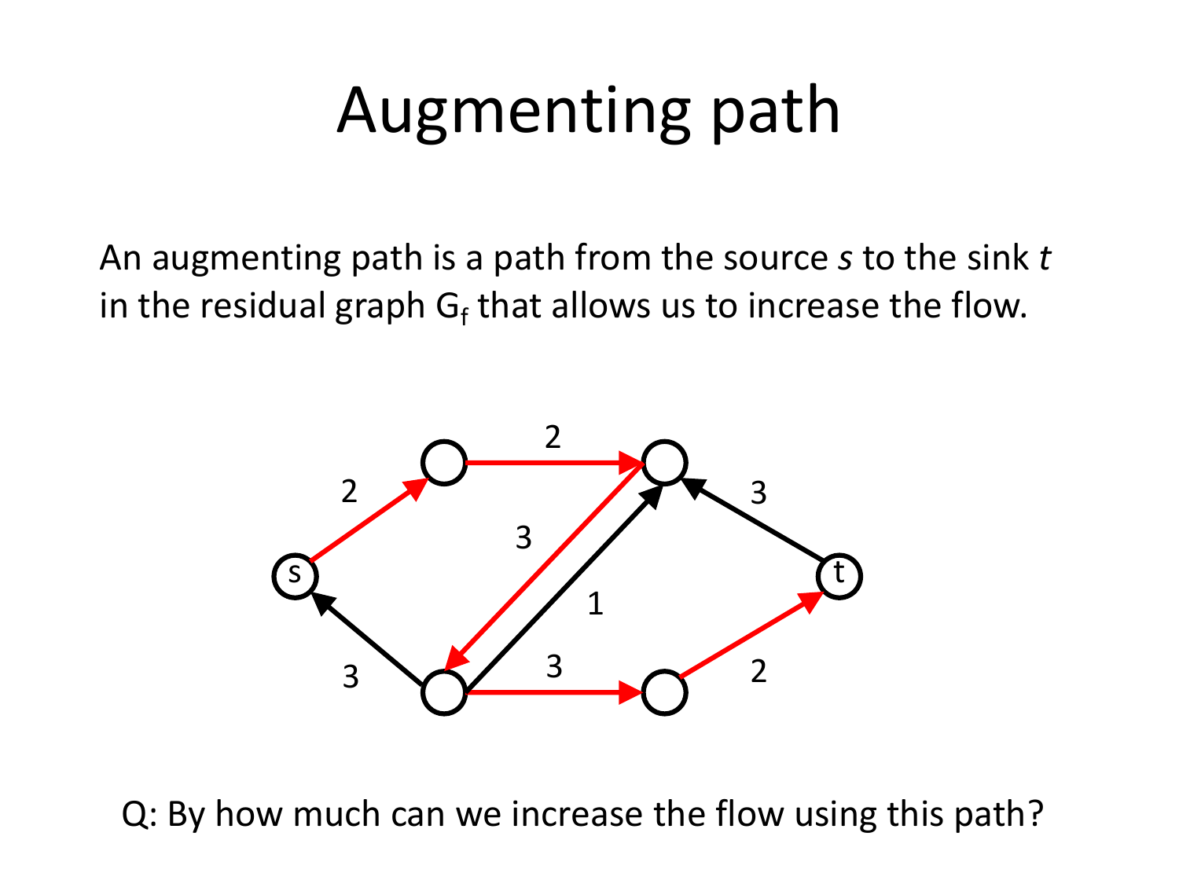# Augmenting path

An augmenting path is a path from the source *s* to the sink *t* in the residual graph $G_f$ that allows us to increase the flow.

Q: By how much can we increase the flow using this path?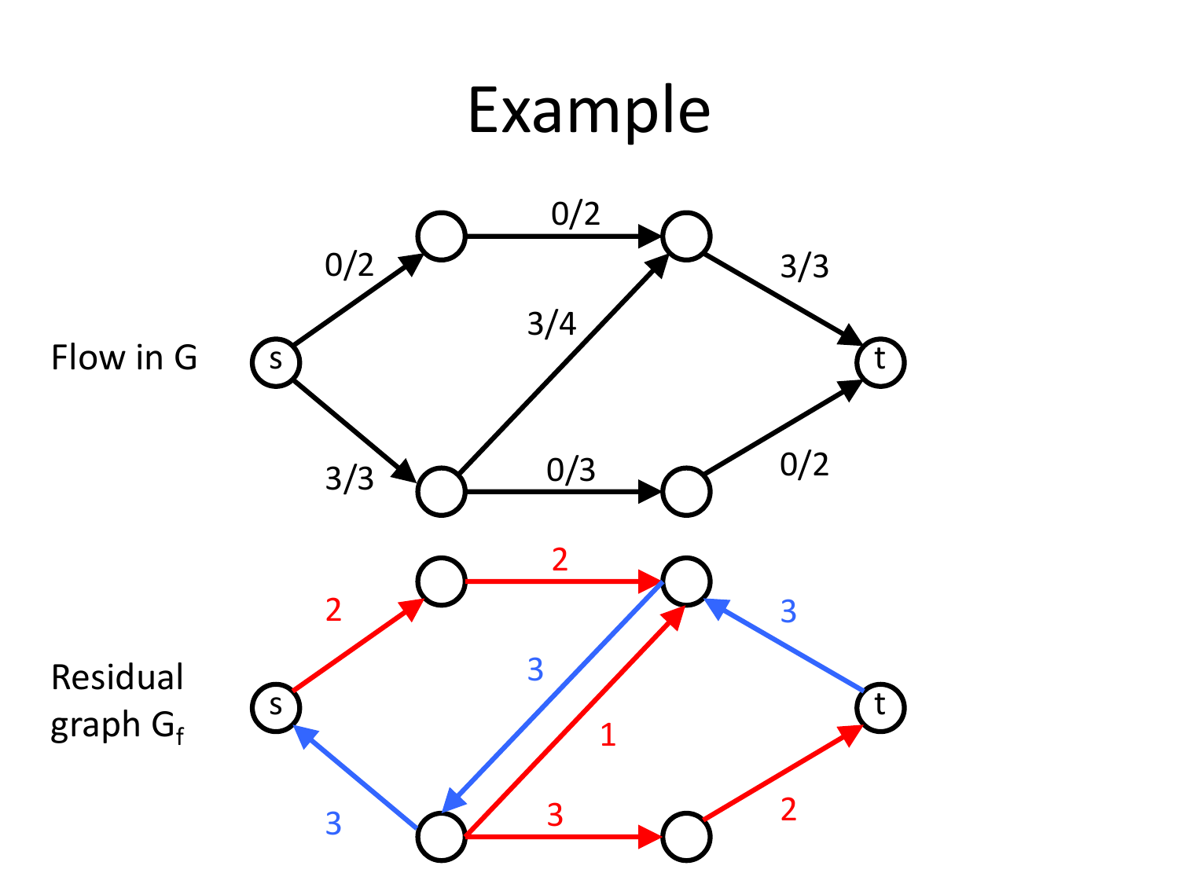# Example

Flow in G

s → (0/2) → node; node → (0/2) → node; s → (3/3) → node; node → (3/4) → node; node → (0/3) → node; node → (3/3) → t; node → (0/2) → t

Residual graph $G_f$

2, 2, 3, 3, 1, 3, 3, 2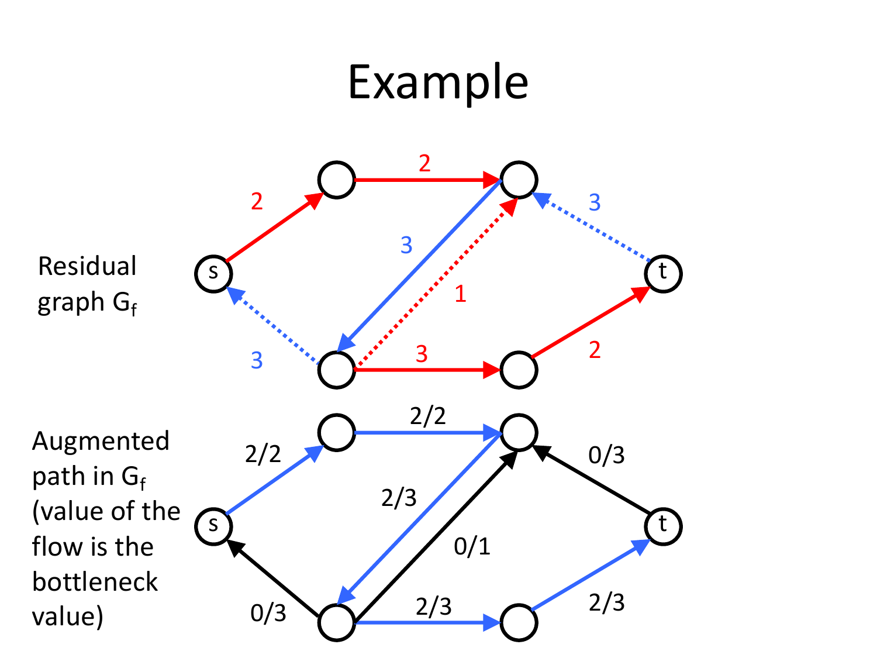# Example

Residual graph $G_f$

Augmented path in $G_f$ (value of the flow is the bottleneck value)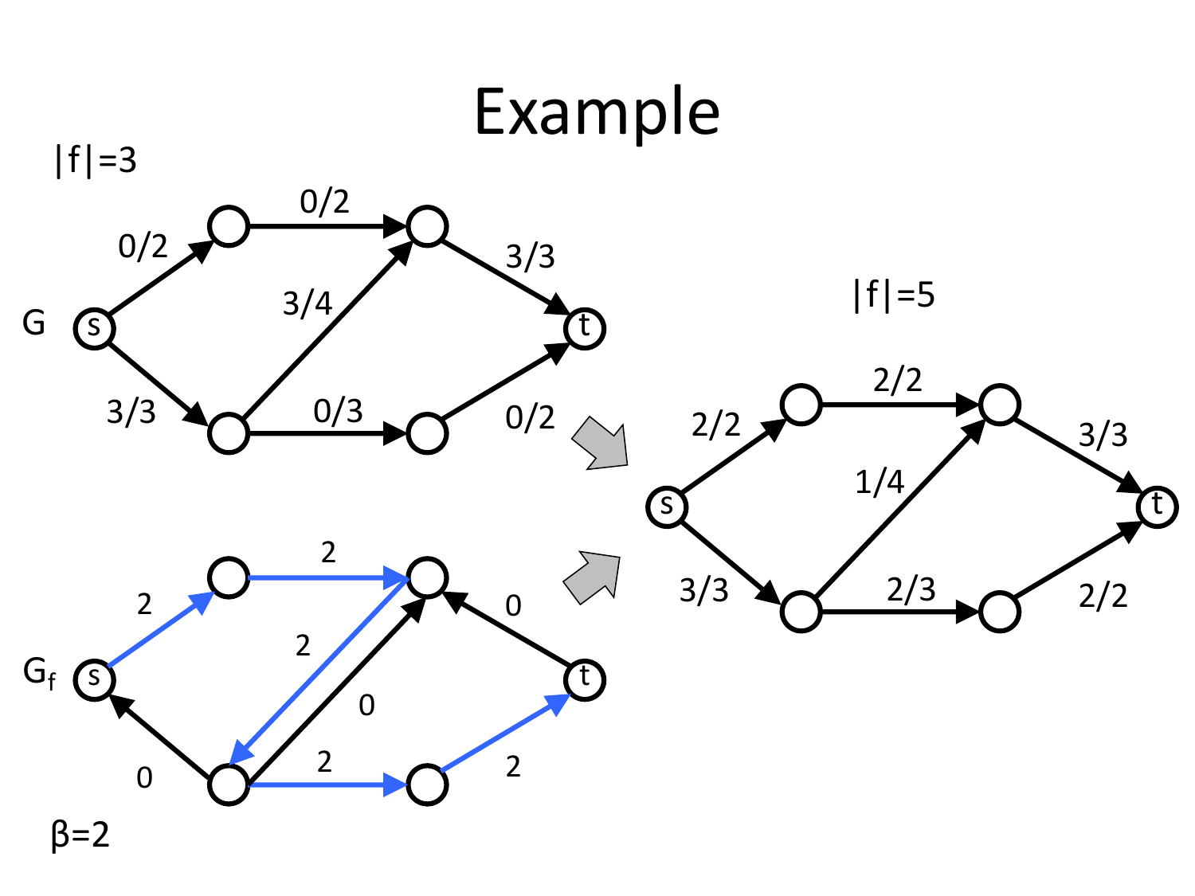# Example

$|f|=3$

G

$G_f$

$\beta=2$

$|f|=5$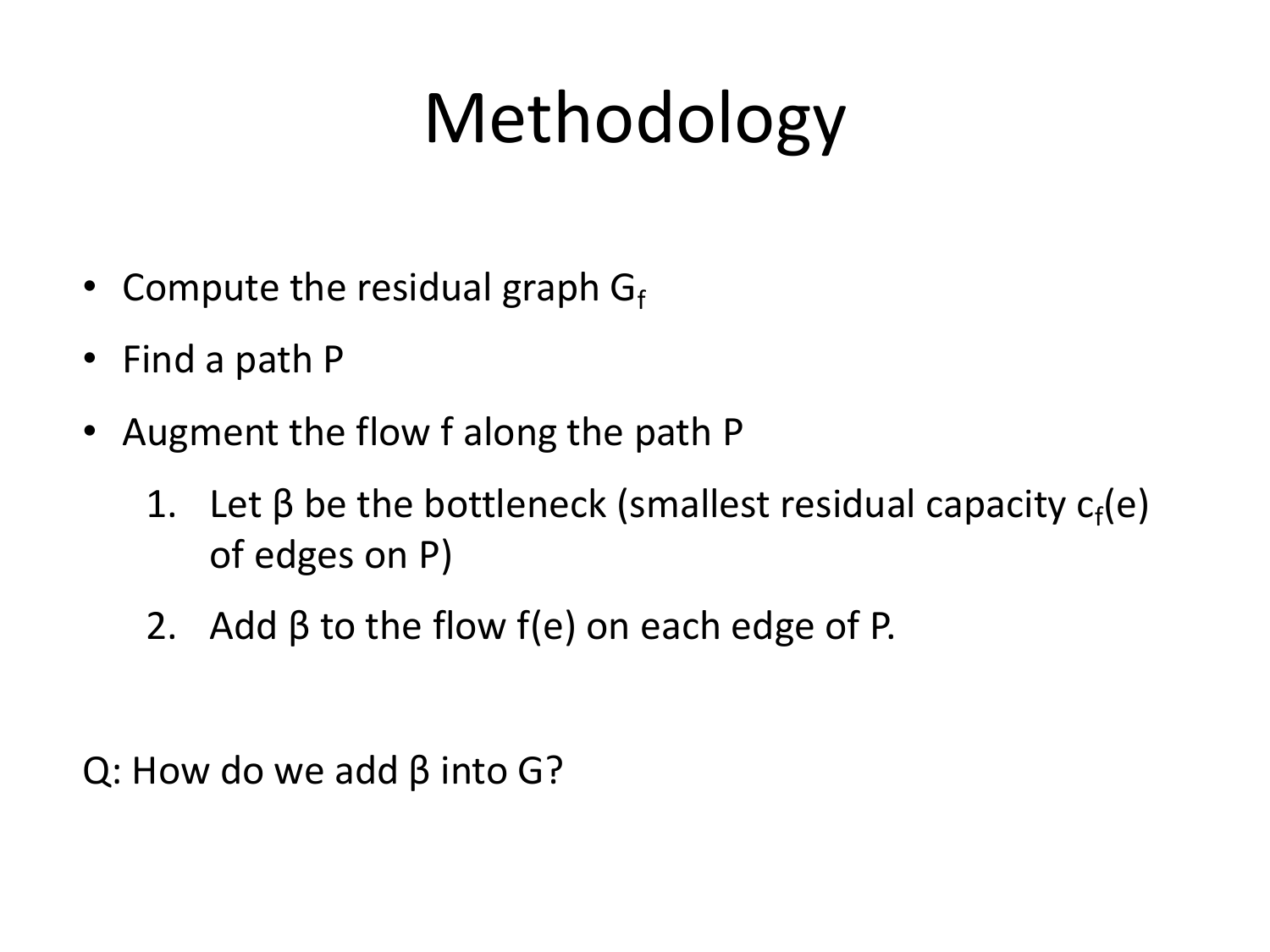# Methodology

- Compute the residual graph $G_f$
- Find a path P
- Augment the flow f along the path P
  1. Let β be the bottleneck (smallest residual capacity $c_f(e)$ of edges on P)
  2. Add β to the flow f(e) on each edge of P.

Q: How do we add β into G?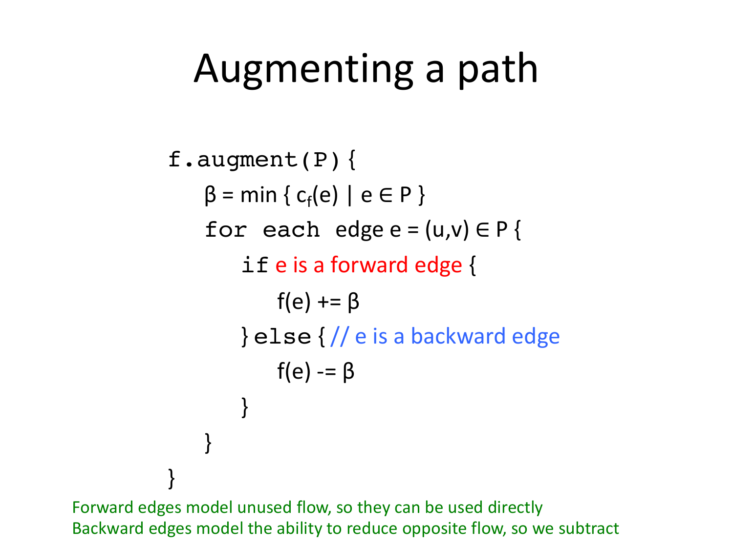# Augmenting a path

```
f.augment(P) {
    β = min { c_f(e) | e ∈ P }
    for each edge e = (u,v) ∈ P {
        if e is a forward edge {
            f(e) += β
        } else { // e is a backward edge
            f(e) -= β
        }
    }
}
```

Forward edges model unused flow, so they can be used directly
Backward edges model the ability to reduce opposite flow, so we subtract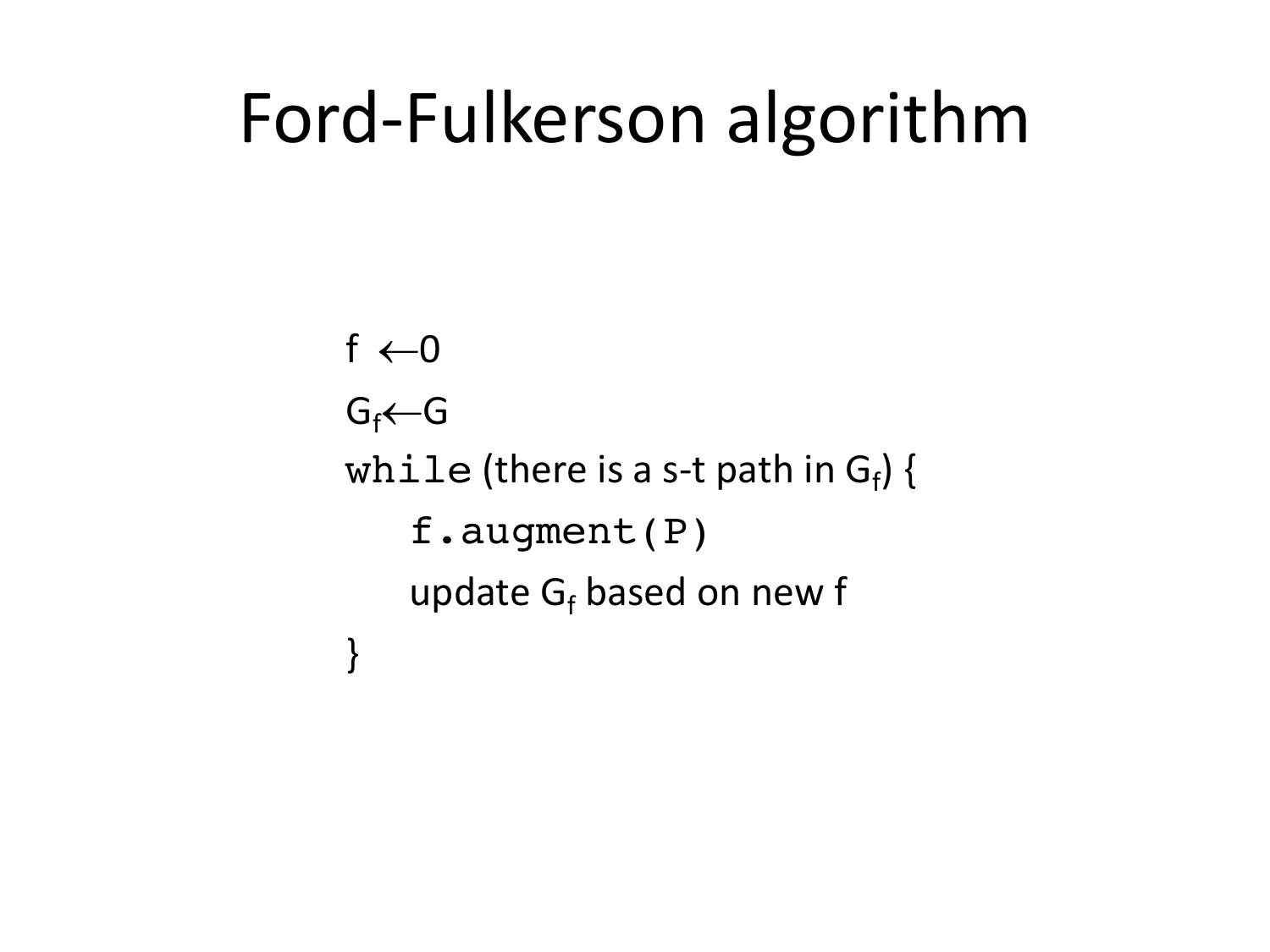# Ford-Fulkerson algorithm

```
f ←0
Gf←G
while (there is a s-t path in Gf) {
    f.augment(P)
    update Gf based on new f
}
```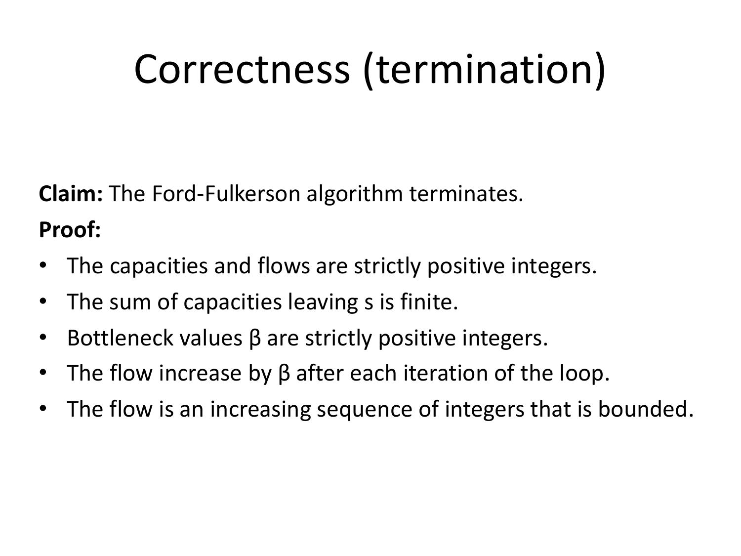# Correctness (termination)

**Claim:** The Ford-Fulkerson algorithm terminates.

**Proof:**

- The capacities and flows are strictly positive integers.
- The sum of capacities leaving s is finite.
- Bottleneck values β are strictly positive integers.
- The flow increase by β after each iteration of the loop.
- The flow is an increasing sequence of integers that is bounded.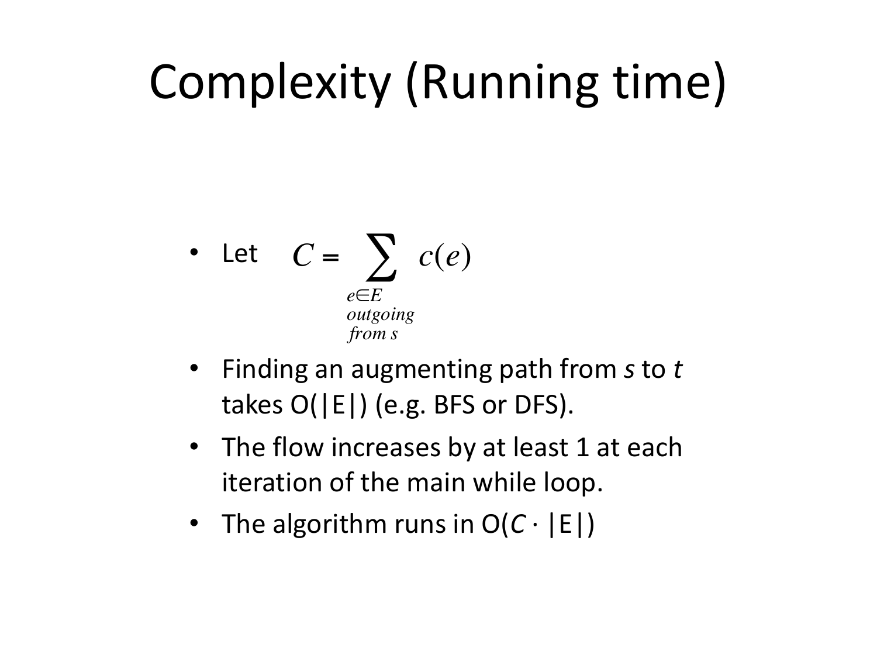# Complexity (Running time)

- Let $C = \sum_{\substack{e \in E \\ outgoing \\ from\ s}} c(e)$
- Finding an augmenting path from *s* to *t* takes O(|E|) (e.g. BFS or DFS).
- The flow increases by at least 1 at each iteration of the main while loop.
- The algorithm runs in $O(C \cdot |E|)$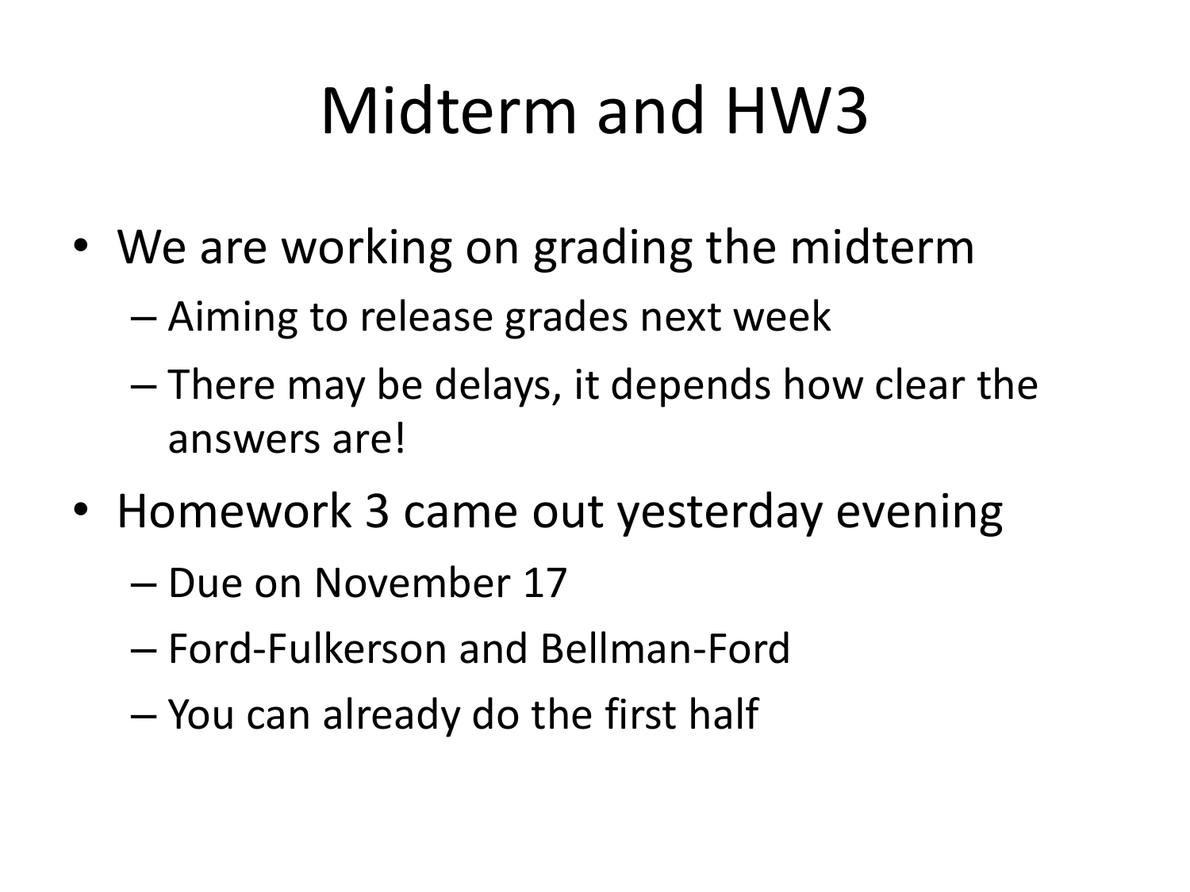# Midterm and HW3

- We are working on grading the midterm
  - Aiming to release grades next week
  - There may be delays, it depends how clear the answers are!
- Homework 3 came out yesterday evening
  - Due on November 17
  - Ford-Fulkerson and Bellman-Ford
  - You can already do the first half